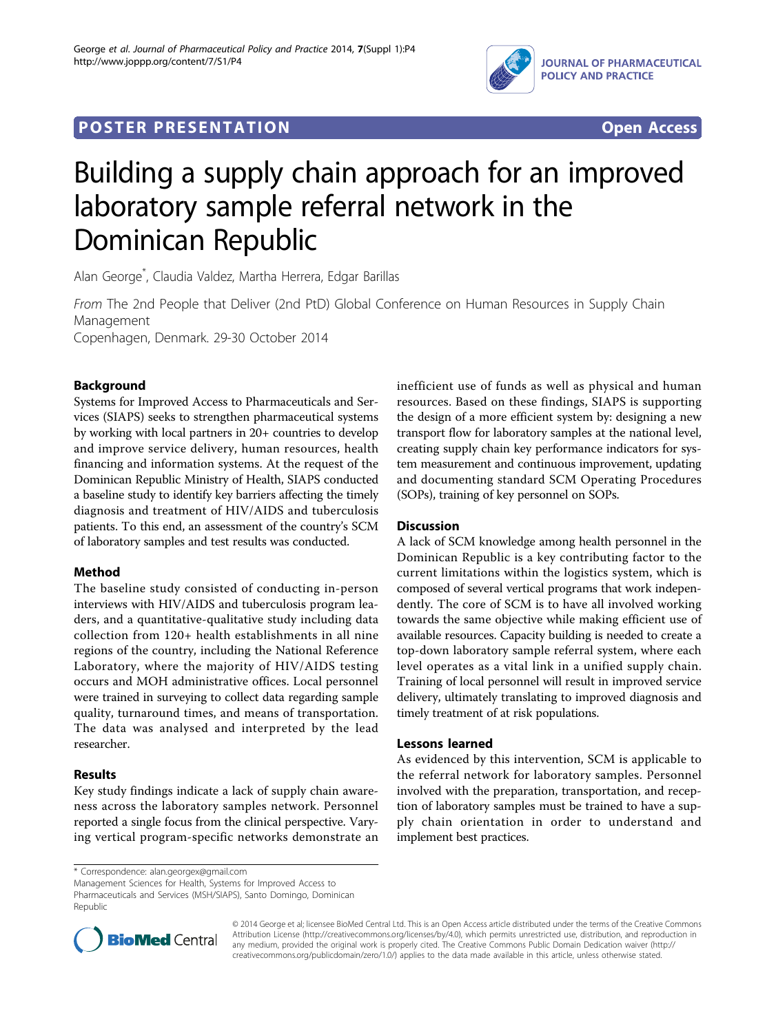**POSTER PRESENTATION** **Open Access**

# Building a supply chain approach for an improved laboratory sample referral network in the Dominican Republic

Alan George[*], Claudia Valdez, Martha Herrera, Edgar Barillas

*From* The 2nd People that Deliver (2nd PtD) Global Conference on Human Resources in Supply Chain Management
Copenhagen, Denmark. 29-30 October 2014

## Background

Systems for Improved Access to Pharmaceuticals and Services (SIAPS) seeks to strengthen pharmaceutical systems by working with local partners in 20+ countries to develop and improve service delivery, human resources, health financing and information systems. At the request of the Dominican Republic Ministry of Health, SIAPS conducted a baseline study to identify key barriers affecting the timely diagnosis and treatment of HIV/AIDS and tuberculosis patients. To this end, an assessment of the country's SCM of laboratory samples and test results was conducted.

## Method

The baseline study consisted of conducting in-person interviews with HIV/AIDS and tuberculosis program leaders, and a quantitative-qualitative study including data collection from 120+ health establishments in all nine regions of the country, including the National Reference Laboratory, where the majority of HIV/AIDS testing occurs and MOH administrative offices. Local personnel were trained in surveying to collect data regarding sample quality, turnaround times, and means of transportation. The data was analysed and interpreted by the lead researcher.

## Results

Key study findings indicate a lack of supply chain awareness across the laboratory samples network. Personnel reported a single focus from the clinical perspective. Varying vertical program-specific networks demonstrate an inefficient use of funds as well as physical and human resources. Based on these findings, SIAPS is supporting the design of a more efficient system by: designing a new transport flow for laboratory samples at the national level, creating supply chain key performance indicators for system measurement and continuous improvement, updating and documenting standard SCM Operating Procedures (SOPs), training of key personnel on SOPs.

## Discussion

A lack of SCM knowledge among health personnel in the Dominican Republic is a key contributing factor to the current limitations within the logistics system, which is composed of several vertical programs that work independently. The core of SCM is to have all involved working towards the same objective while making efficient use of available resources. Capacity building is needed to create a top-down laboratory sample referral system, where each level operates as a vital link in a unified supply chain. Training of local personnel will result in improved service delivery, ultimately translating to improved diagnosis and timely treatment of at risk populations.

## Lessons learned

As evidenced by this intervention, SCM is applicable to the referral network for laboratory samples. Personnel involved with the preparation, transportation, and reception of laboratory samples must be trained to have a supply chain orientation in order to understand and implement best practices.

---

[*] Correspondence: alan.georgex@gmail.com
Management Sciences for Health, Systems for Improved Access to Pharmaceuticals and Services (MSH/SIAPS), Santo Domingo, Dominican Republic

© 2014 George et al; licensee BioMed Central Ltd. This is an Open Access article distributed under the terms of the Creative Commons Attribution License (http://creativecommons.org/licenses/by/4.0), which permits unrestricted use, distribution, and reproduction in any medium, provided the original work is properly cited. The Creative Commons Public Domain Dedication waiver (http://creativecommons.org/publicdomain/zero/1.0/) applies to the data made available in this article, unless otherwise stated.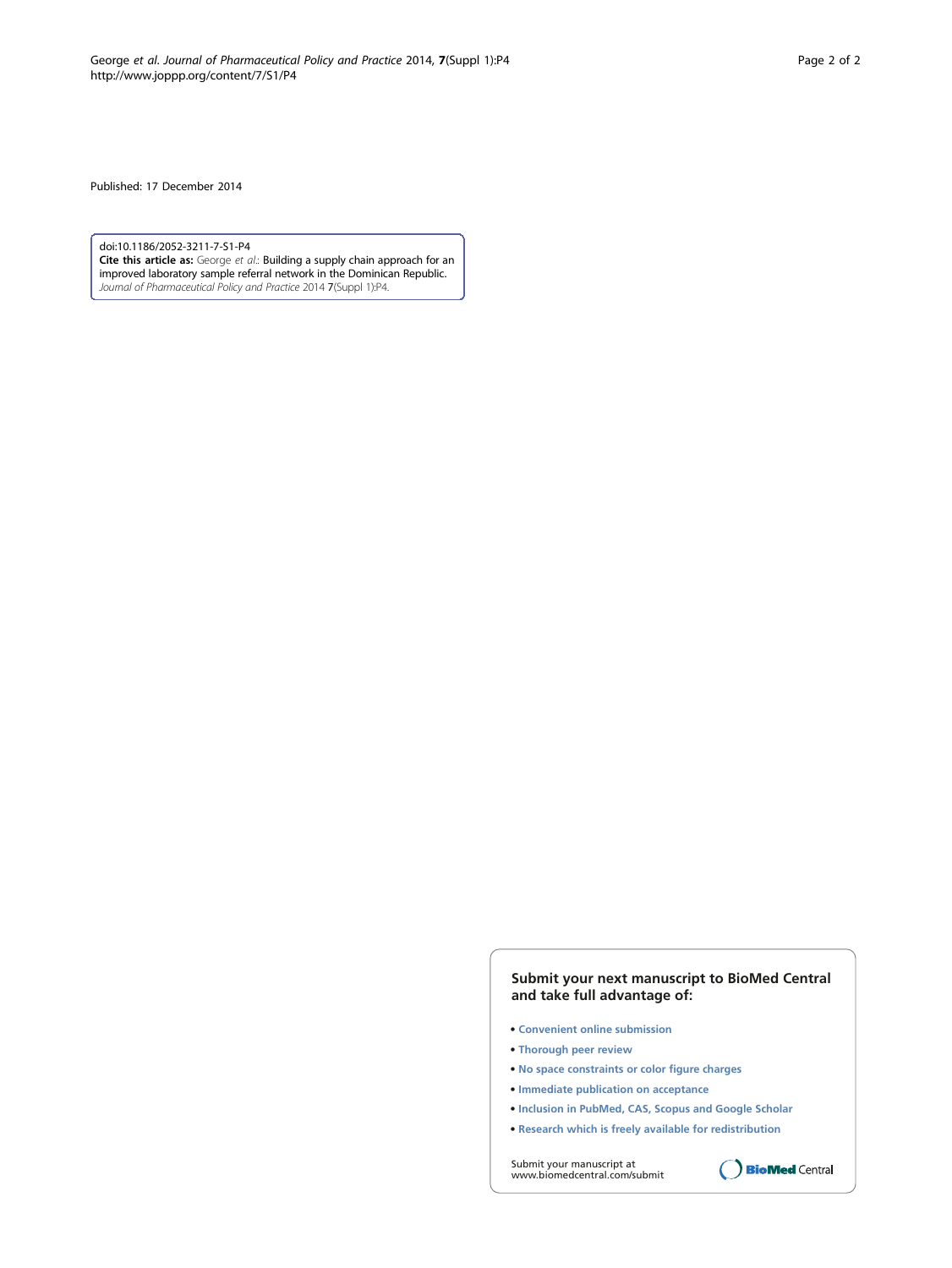Published: 17 December 2014

doi:10.1186/2052-3211-7-S1-P4
**Cite this article as:** George *et al.*: Building a supply chain approach for an improved laboratory sample referral network in the Dominican Republic. *Journal of Pharmaceutical Policy and Practice* 2014 **7**(Suppl 1):P4.

**Submit your next manuscript to BioMed Central and take full advantage of:**

- **Convenient online submission**
- **Thorough peer review**
- **No space constraints or color figure charges**
- **Immediate publication on acceptance**
- **Inclusion in PubMed, CAS, Scopus and Google Scholar**
- **Research which is freely available for redistribution**

Submit your manuscript at
www.biomedcentral.com/submit

BioMed Central